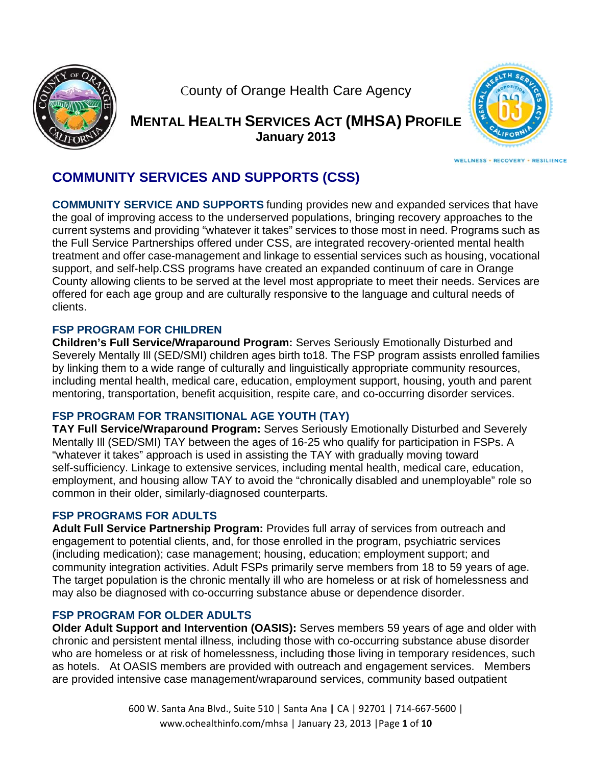County of Orange Health Care Agency

# MENTAL HEALTH SERVICES ACT (MHSA) PROFILE

**January 2013**

WELLNESS • RECOVERY • RESILIENCE

## COMMUNITY SERVICES AND SUPPORTS (CSS)

**COMMUNITY SERVICE AND SUPPORTS** funding provides new and expanded services that have the goal of improving access to the underserved populations, bringing recovery approaches to the current systems and providing "whatever it takes" services to those most in need. Programs such as the Full Service Partnerships offered under CSS, are integrated recovery-oriented mental health treatment and offer case-management and linkage to essential services such as housing, vocational support, and self-help.CSS programs have created an expanded continuum of care in Orange County allowing clients to be served at the level most appropriate to meet their needs. Services are offered for each age group and are culturally responsive to the language and cultural needs of clients.

### FSP PROGRAM FOR CHILDREN

**Children's Full Service/Wraparound Program:** Serves Seriously Emotionally Disturbed and Severely Mentally Ill (SED/SMI) children ages birth to18. The FSP program assists enrolled families by linking them to a wide range of culturally and linguistically appropriate community resources, including mental health, medical care, education, employment support, housing, youth and parent mentoring, transportation, benefit acquisition, respite care, and co-occurring disorder services.

### FSP PROGRAM FOR TRANSITIONAL AGE YOUTH (TAY)

**TAY Full Service/Wraparound Program:** Serves Seriously Emotionally Disturbed and Severely Mentally Ill (SED/SMI) TAY between the ages of 16-25 who qualify for participation in FSPs. A "whatever it takes" approach is used in assisting the TAY with gradually moving toward self-sufficiency. Linkage to extensive services, including mental health, medical care, education, employment, and housing allow TAY to avoid the "chronically disabled and unemployable" role so common in their older, similarly-diagnosed counterparts.

### FSP PROGRAMS FOR ADULTS

**Adult Full Service Partnership Program:** Provides full array of services from outreach and engagement to potential clients, and, for those enrolled in the program, psychiatric services (including medication); case management; housing, education; employment support; and community integration activities. Adult FSPs primarily serve members from 18 to 59 years of age. The target population is the chronic mentally ill who are homeless or at risk of homelessness and may also be diagnosed with co-occurring substance abuse or dependence disorder.

### FSP PROGRAM FOR OLDER ADULTS

**Older Adult Support and Intervention (OASIS):** Serves members 59 years of age and older with chronic and persistent mental illness, including those with co-occurring substance abuse disorder who are homeless or at risk of homelessness, including those living in temporary residences, such as hotels. At OASIS members are provided with outreach and engagement services. Members are provided intensive case management/wraparound services, community based outpatient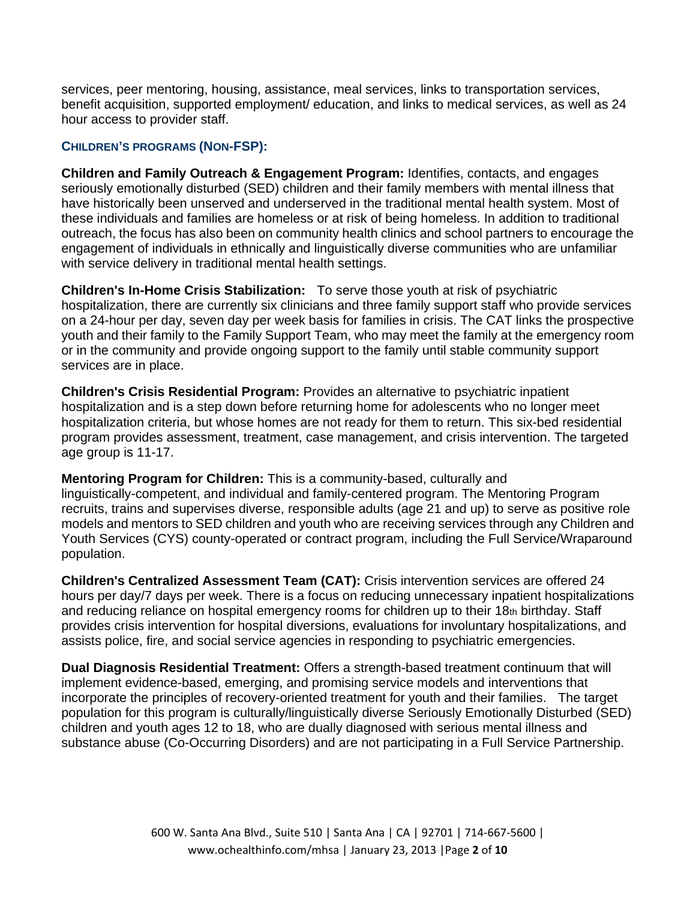services, peer mentoring, housing, assistance, meal services, links to transportation services, benefit acquisition, supported employment/ education, and links to medical services, as well as 24 hour access to provider staff.

### CHILDREN'S PROGRAMS (NON-FSP):

**Children and Family Outreach & Engagement Program:** Identifies, contacts, and engages seriously emotionally disturbed (SED) children and their family members with mental illness that have historically been unserved and underserved in the traditional mental health system. Most of these individuals and families are homeless or at risk of being homeless. In addition to traditional outreach, the focus has also been on community health clinics and school partners to encourage the engagement of individuals in ethnically and linguistically diverse communities who are unfamiliar with service delivery in traditional mental health settings.

**Children's In-Home Crisis Stabilization:** To serve those youth at risk of psychiatric hospitalization, there are currently six clinicians and three family support staff who provide services on a 24-hour per day, seven day per week basis for families in crisis. The CAT links the prospective youth and their family to the Family Support Team, who may meet the family at the emergency room or in the community and provide ongoing support to the family until stable community support services are in place.

**Children's Crisis Residential Program:** Provides an alternative to psychiatric inpatient hospitalization and is a step down before returning home for adolescents who no longer meet hospitalization criteria, but whose homes are not ready for them to return. This six-bed residential program provides assessment, treatment, case management, and crisis intervention. The targeted age group is 11-17.

**Mentoring Program for Children:** This is a community-based, culturally and linguistically-competent, and individual and family-centered program. The Mentoring Program recruits, trains and supervises diverse, responsible adults (age 21 and up) to serve as positive role models and mentors to SED children and youth who are receiving services through any Children and Youth Services (CYS) county-operated or contract program, including the Full Service/Wraparound population.

**Children's Centralized Assessment Team (CAT):** Crisis intervention services are offered 24 hours per day/7 days per week. There is a focus on reducing unnecessary inpatient hospitalizations and reducing reliance on hospital emergency rooms for children up to their 18th birthday. Staff provides crisis intervention for hospital diversions, evaluations for involuntary hospitalizations, and assists police, fire, and social service agencies in responding to psychiatric emergencies.

**Dual Diagnosis Residential Treatment:** Offers a strength-based treatment continuum that will implement evidence-based, emerging, and promising service models and interventions that incorporate the principles of recovery-oriented treatment for youth and their families. The target population for this program is culturally/linguistically diverse Seriously Emotionally Disturbed (SED) children and youth ages 12 to 18, who are dually diagnosed with serious mental illness and substance abuse (Co-Occurring Disorders) and are not participating in a Full Service Partnership.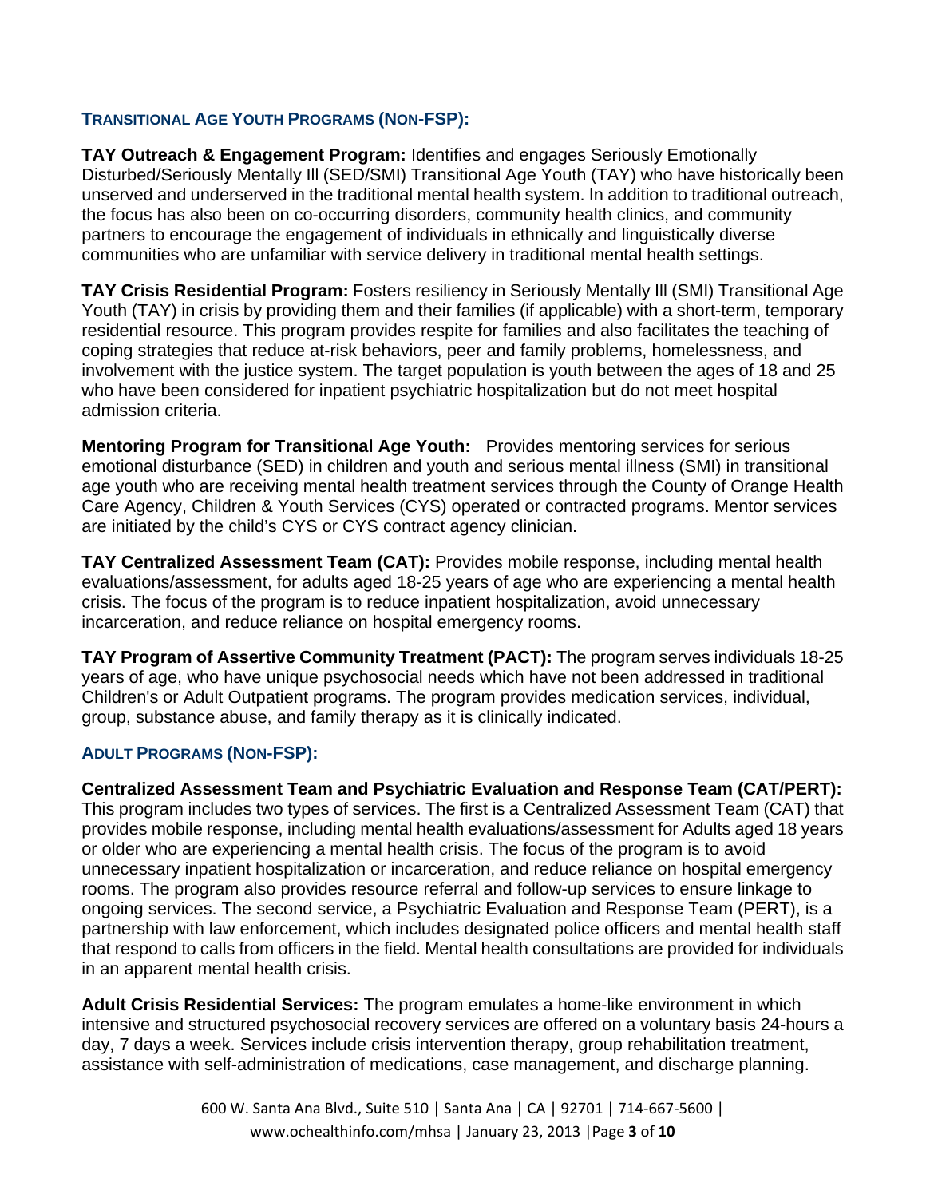## Transitional Age Youth Programs (Non-FSP):

**TAY Outreach & Engagement Program:** Identifies and engages Seriously Emotionally Disturbed/Seriously Mentally Ill (SED/SMI) Transitional Age Youth (TAY) who have historically been unserved and underserved in the traditional mental health system. In addition to traditional outreach, the focus has also been on co-occurring disorders, community health clinics, and community partners to encourage the engagement of individuals in ethnically and linguistically diverse communities who are unfamiliar with service delivery in traditional mental health settings.

**TAY Crisis Residential Program:** Fosters resiliency in Seriously Mentally Ill (SMI) Transitional Age Youth (TAY) in crisis by providing them and their families (if applicable) with a short-term, temporary residential resource. This program provides respite for families and also facilitates the teaching of coping strategies that reduce at-risk behaviors, peer and family problems, homelessness, and involvement with the justice system. The target population is youth between the ages of 18 and 25 who have been considered for inpatient psychiatric hospitalization but do not meet hospital admission criteria.

**Mentoring Program for Transitional Age Youth:** Provides mentoring services for serious emotional disturbance (SED) in children and youth and serious mental illness (SMI) in transitional age youth who are receiving mental health treatment services through the County of Orange Health Care Agency, Children & Youth Services (CYS) operated or contracted programs. Mentor services are initiated by the child's CYS or CYS contract agency clinician.

**TAY Centralized Assessment Team (CAT):** Provides mobile response, including mental health evaluations/assessment, for adults aged 18-25 years of age who are experiencing a mental health crisis. The focus of the program is to reduce inpatient hospitalization, avoid unnecessary incarceration, and reduce reliance on hospital emergency rooms.

**TAY Program of Assertive Community Treatment (PACT):** The program serves individuals 18-25 years of age, who have unique psychosocial needs which have not been addressed in traditional Children's or Adult Outpatient programs. The program provides medication services, individual, group, substance abuse, and family therapy as it is clinically indicated.

## Adult Programs (Non-FSP):

**Centralized Assessment Team and Psychiatric Evaluation and Response Team (CAT/PERT):** This program includes two types of services. The first is a Centralized Assessment Team (CAT) that provides mobile response, including mental health evaluations/assessment for Adults aged 18 years or older who are experiencing a mental health crisis. The focus of the program is to avoid unnecessary inpatient hospitalization or incarceration, and reduce reliance on hospital emergency rooms. The program also provides resource referral and follow-up services to ensure linkage to ongoing services. The second service, a Psychiatric Evaluation and Response Team (PERT), is a partnership with law enforcement, which includes designated police officers and mental health staff that respond to calls from officers in the field. Mental health consultations are provided for individuals in an apparent mental health crisis.

**Adult Crisis Residential Services:** The program emulates a home-like environment in which intensive and structured psychosocial recovery services are offered on a voluntary basis 24-hours a day, 7 days a week. Services include crisis intervention therapy, group rehabilitation treatment, assistance with self-administration of medications, case management, and discharge planning.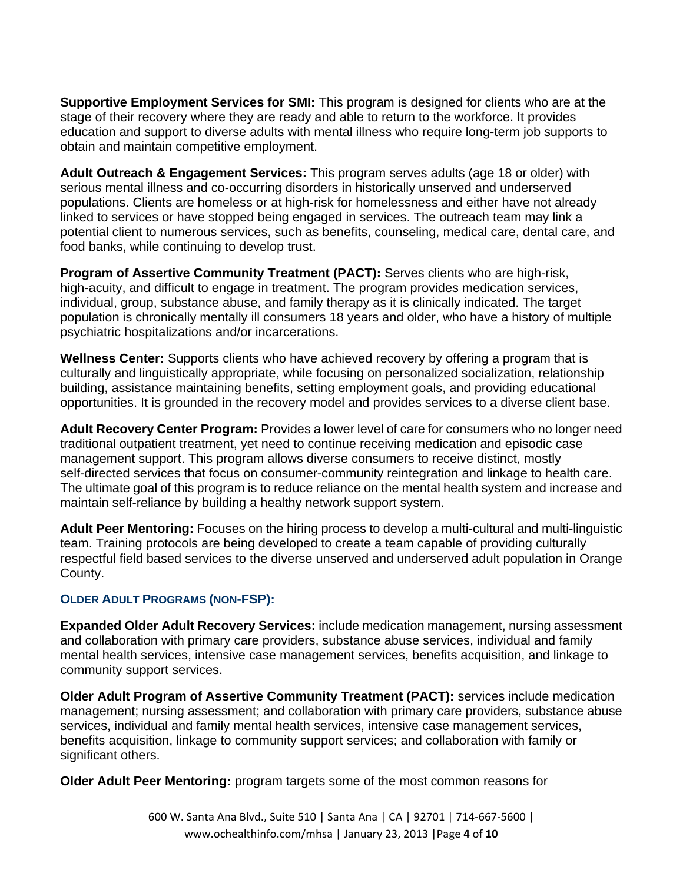**Supportive Employment Services for SMI:** This program is designed for clients who are at the stage of their recovery where they are ready and able to return to the workforce. It provides education and support to diverse adults with mental illness who require long-term job supports to obtain and maintain competitive employment.

**Adult Outreach & Engagement Services:** This program serves adults (age 18 or older) with serious mental illness and co-occurring disorders in historically unserved and underserved populations. Clients are homeless or at high-risk for homelessness and either have not already linked to services or have stopped being engaged in services. The outreach team may link a potential client to numerous services, such as benefits, counseling, medical care, dental care, and food banks, while continuing to develop trust.

**Program of Assertive Community Treatment (PACT):** Serves clients who are high-risk, high-acuity, and difficult to engage in treatment. The program provides medication services, individual, group, substance abuse, and family therapy as it is clinically indicated. The target population is chronically mentally ill consumers 18 years and older, who have a history of multiple psychiatric hospitalizations and/or incarcerations.

**Wellness Center:** Supports clients who have achieved recovery by offering a program that is culturally and linguistically appropriate, while focusing on personalized socialization, relationship building, assistance maintaining benefits, setting employment goals, and providing educational opportunities. It is grounded in the recovery model and provides services to a diverse client base.

**Adult Recovery Center Program:** Provides a lower level of care for consumers who no longer need traditional outpatient treatment, yet need to continue receiving medication and episodic case management support. This program allows diverse consumers to receive distinct, mostly self-directed services that focus on consumer-community reintegration and linkage to health care. The ultimate goal of this program is to reduce reliance on the mental health system and increase and maintain self-reliance by building a healthy network support system.

**Adult Peer Mentoring:** Focuses on the hiring process to develop a multi-cultural and multi-linguistic team. Training protocols are being developed to create a team capable of providing culturally respectful field based services to the diverse unserved and underserved adult population in Orange County.

### OLDER ADULT PROGRAMS (NON-FSP):

**Expanded Older Adult Recovery Services:** include medication management, nursing assessment and collaboration with primary care providers, substance abuse services, individual and family mental health services, intensive case management services, benefits acquisition, and linkage to community support services.

**Older Adult Program of Assertive Community Treatment (PACT):** services include medication management; nursing assessment; and collaboration with primary care providers, substance abuse services, individual and family mental health services, intensive case management services, benefits acquisition, linkage to community support services; and collaboration with family or significant others.

**Older Adult Peer Mentoring:** program targets some of the most common reasons for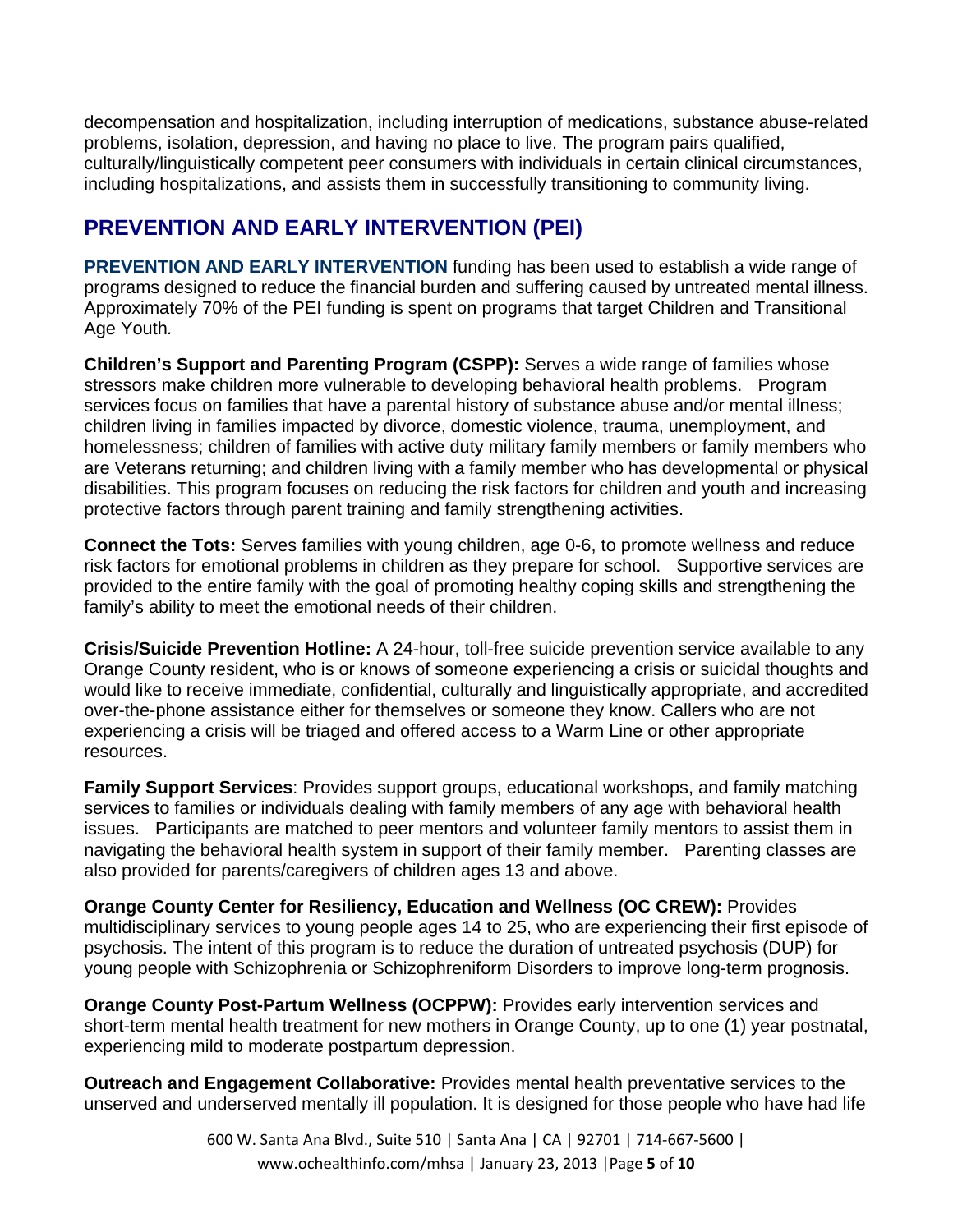decompensation and hospitalization, including interruption of medications, substance abuse-related problems, isolation, depression, and having no place to live. The program pairs qualified, culturally/linguistically competent peer consumers with individuals in certain clinical circumstances, including hospitalizations, and assists them in successfully transitioning to community living.

## PREVENTION AND EARLY INTERVENTION (PEI)

**PREVENTION AND EARLY INTERVENTION** funding has been used to establish a wide range of programs designed to reduce the financial burden and suffering caused by untreated mental illness. Approximately 70% of the PEI funding is spent on programs that target Children and Transitional Age Youth*.*

**Children's Support and Parenting Program (CSPP):** Serves a wide range of families whose stressors make children more vulnerable to developing behavioral health problems. Program services focus on families that have a parental history of substance abuse and/or mental illness; children living in families impacted by divorce, domestic violence, trauma, unemployment, and homelessness; children of families with active duty military family members or family members who are Veterans returning; and children living with a family member who has developmental or physical disabilities. This program focuses on reducing the risk factors for children and youth and increasing protective factors through parent training and family strengthening activities.

**Connect the Tots:** Serves families with young children, age 0-6, to promote wellness and reduce risk factors for emotional problems in children as they prepare for school. Supportive services are provided to the entire family with the goal of promoting healthy coping skills and strengthening the family's ability to meet the emotional needs of their children.

**Crisis/Suicide Prevention Hotline:** A 24-hour, toll-free suicide prevention service available to any Orange County resident, who is or knows of someone experiencing a crisis or suicidal thoughts and would like to receive immediate, confidential, culturally and linguistically appropriate, and accredited over-the-phone assistance either for themselves or someone they know. Callers who are not experiencing a crisis will be triaged and offered access to a Warm Line or other appropriate resources.

**Family Support Services**: Provides support groups, educational workshops, and family matching services to families or individuals dealing with family members of any age with behavioral health issues. Participants are matched to peer mentors and volunteer family mentors to assist them in navigating the behavioral health system in support of their family member. Parenting classes are also provided for parents/caregivers of children ages 13 and above.

**Orange County Center for Resiliency, Education and Wellness (OC CREW):** Provides multidisciplinary services to young people ages 14 to 25, who are experiencing their first episode of psychosis. The intent of this program is to reduce the duration of untreated psychosis (DUP) for young people with Schizophrenia or Schizophreniform Disorders to improve long-term prognosis.

**Orange County Post-Partum Wellness (OCPPW):** Provides early intervention services and short-term mental health treatment for new mothers in Orange County, up to one (1) year postnatal, experiencing mild to moderate postpartum depression.

**Outreach and Engagement Collaborative:** Provides mental health preventative services to the unserved and underserved mentally ill population. It is designed for those people who have had life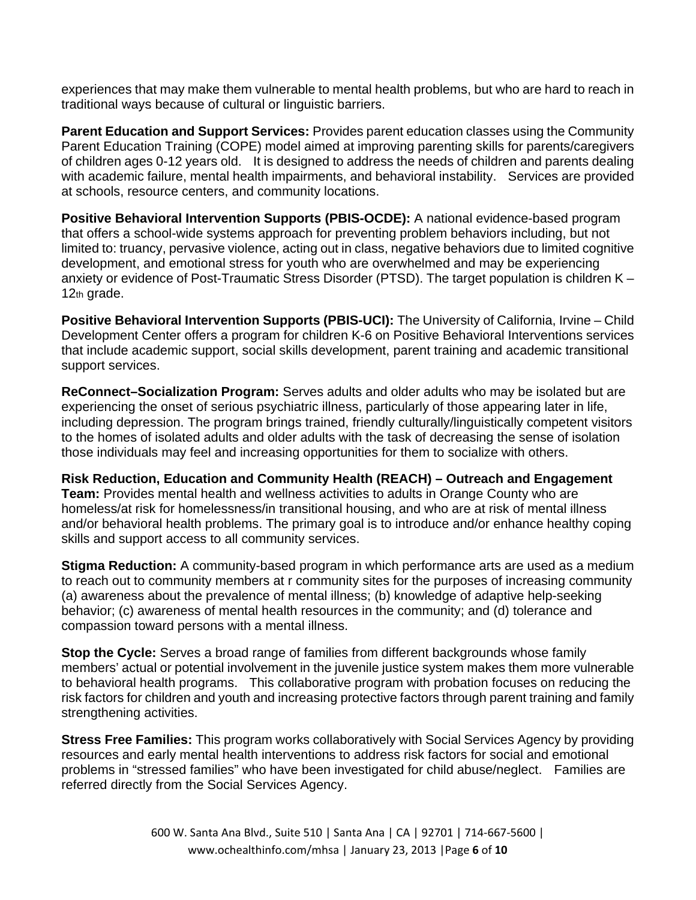experiences that may make them vulnerable to mental health problems, but who are hard to reach in traditional ways because of cultural or linguistic barriers.

**Parent Education and Support Services:** Provides parent education classes using the Community Parent Education Training (COPE) model aimed at improving parenting skills for parents/caregivers of children ages 0-12 years old. It is designed to address the needs of children and parents dealing with academic failure, mental health impairments, and behavioral instability. Services are provided at schools, resource centers, and community locations.

**Positive Behavioral Intervention Supports (PBIS-OCDE):** A national evidence-based program that offers a school-wide systems approach for preventing problem behaviors including, but not limited to: truancy, pervasive violence, acting out in class, negative behaviors due to limited cognitive development, and emotional stress for youth who are overwhelmed and may be experiencing anxiety or evidence of Post-Traumatic Stress Disorder (PTSD). The target population is children K – 12th grade.

**Positive Behavioral Intervention Supports (PBIS-UCI):** The University of California, Irvine – Child Development Center offers a program for children K-6 on Positive Behavioral Interventions services that include academic support, social skills development, parent training and academic transitional support services.

**ReConnect–Socialization Program:** Serves adults and older adults who may be isolated but are experiencing the onset of serious psychiatric illness, particularly of those appearing later in life, including depression. The program brings trained, friendly culturally/linguistically competent visitors to the homes of isolated adults and older adults with the task of decreasing the sense of isolation those individuals may feel and increasing opportunities for them to socialize with others.

**Risk Reduction, Education and Community Health (REACH) – Outreach and Engagement Team:** Provides mental health and wellness activities to adults in Orange County who are homeless/at risk for homelessness/in transitional housing, and who are at risk of mental illness and/or behavioral health problems. The primary goal is to introduce and/or enhance healthy coping skills and support access to all community services.

**Stigma Reduction:** A community-based program in which performance arts are used as a medium to reach out to community members at r community sites for the purposes of increasing community (a) awareness about the prevalence of mental illness; (b) knowledge of adaptive help-seeking behavior; (c) awareness of mental health resources in the community; and (d) tolerance and compassion toward persons with a mental illness.

**Stop the Cycle:** Serves a broad range of families from different backgrounds whose family members' actual or potential involvement in the juvenile justice system makes them more vulnerable to behavioral health programs. This collaborative program with probation focuses on reducing the risk factors for children and youth and increasing protective factors through parent training and family strengthening activities.

**Stress Free Families:** This program works collaboratively with Social Services Agency by providing resources and early mental health interventions to address risk factors for social and emotional problems in "stressed families" who have been investigated for child abuse/neglect. Families are referred directly from the Social Services Agency.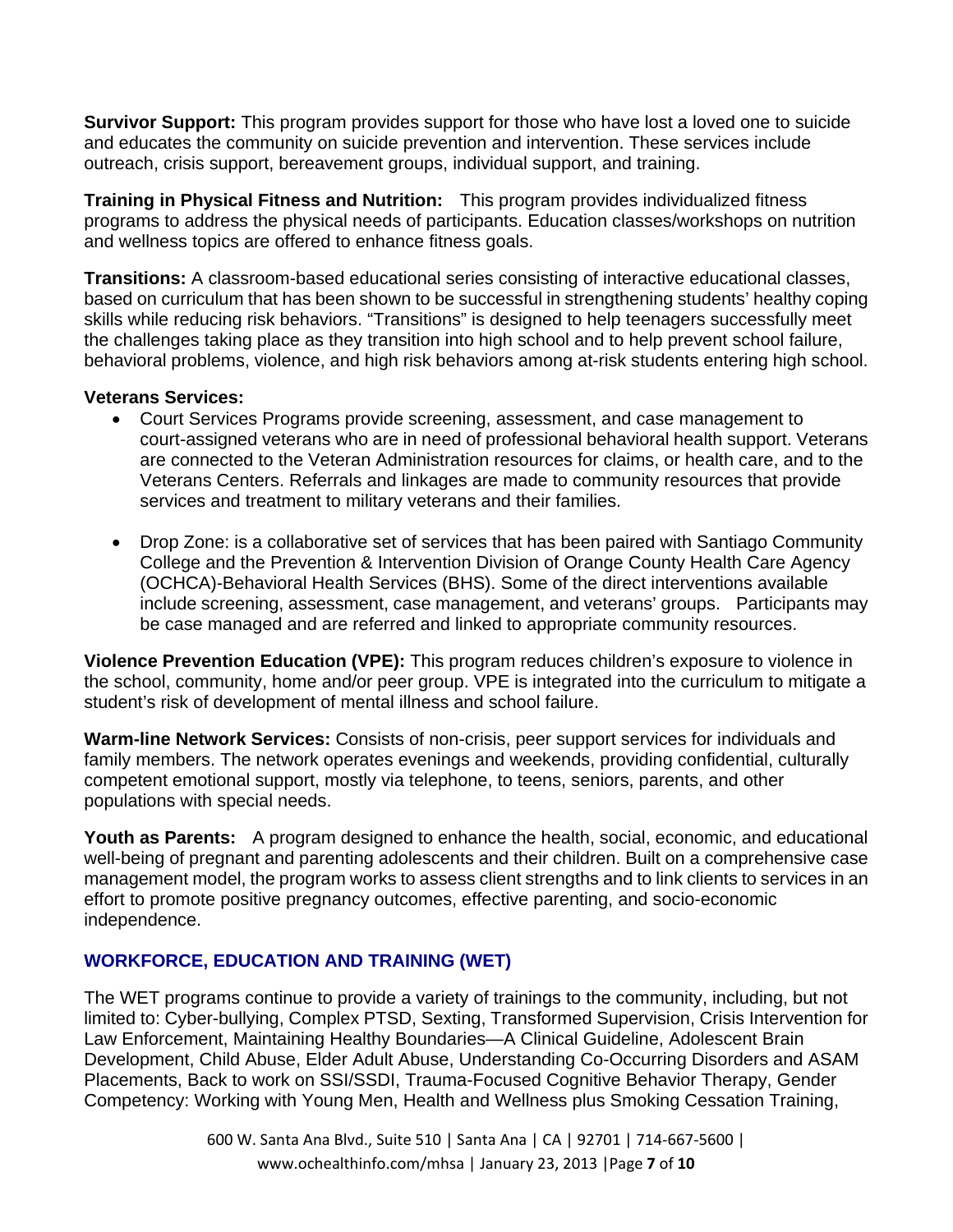**Survivor Support:** This program provides support for those who have lost a loved one to suicide and educates the community on suicide prevention and intervention. These services include outreach, crisis support, bereavement groups, individual support, and training.

**Training in Physical Fitness and Nutrition:** This program provides individualized fitness programs to address the physical needs of participants. Education classes/workshops on nutrition and wellness topics are offered to enhance fitness goals.

**Transitions:** A classroom-based educational series consisting of interactive educational classes, based on curriculum that has been shown to be successful in strengthening students' healthy coping skills while reducing risk behaviors. "Transitions" is designed to help teenagers successfully meet the challenges taking place as they transition into high school and to help prevent school failure, behavioral problems, violence, and high risk behaviors among at-risk students entering high school.

**Veterans Services:**

- Court Services Programs provide screening, assessment, and case management to court-assigned veterans who are in need of professional behavioral health support. Veterans are connected to the Veteran Administration resources for claims, or health care, and to the Veterans Centers. Referrals and linkages are made to community resources that provide services and treatment to military veterans and their families.

- Drop Zone: is a collaborative set of services that has been paired with Santiago Community College and the Prevention & Intervention Division of Orange County Health Care Agency (OCHCA)-Behavioral Health Services (BHS). Some of the direct interventions available include screening, assessment, case management, and veterans' groups. Participants may be case managed and are referred and linked to appropriate community resources.

**Violence Prevention Education (VPE):** This program reduces children's exposure to violence in the school, community, home and/or peer group. VPE is integrated into the curriculum to mitigate a student's risk of development of mental illness and school failure.

**Warm-line Network Services:** Consists of non-crisis, peer support services for individuals and family members. The network operates evenings and weekends, providing confidential, culturally competent emotional support, mostly via telephone, to teens, seniors, parents, and other populations with special needs.

**Youth as Parents:** A program designed to enhance the health, social, economic, and educational well-being of pregnant and parenting adolescents and their children. Built on a comprehensive case management model, the program works to assess client strengths and to link clients to services in an effort to promote positive pregnancy outcomes, effective parenting, and socio-economic independence.

## WORKFORCE, EDUCATION AND TRAINING (WET)

The WET programs continue to provide a variety of trainings to the community, including, but not limited to: Cyber-bullying, Complex PTSD, Sexting, Transformed Supervision, Crisis Intervention for Law Enforcement, Maintaining Healthy Boundaries—A Clinical Guideline, Adolescent Brain Development, Child Abuse, Elder Adult Abuse, Understanding Co-Occurring Disorders and ASAM Placements, Back to work on SSI/SSDI, Trauma-Focused Cognitive Behavior Therapy, Gender Competency: Working with Young Men, Health and Wellness plus Smoking Cessation Training,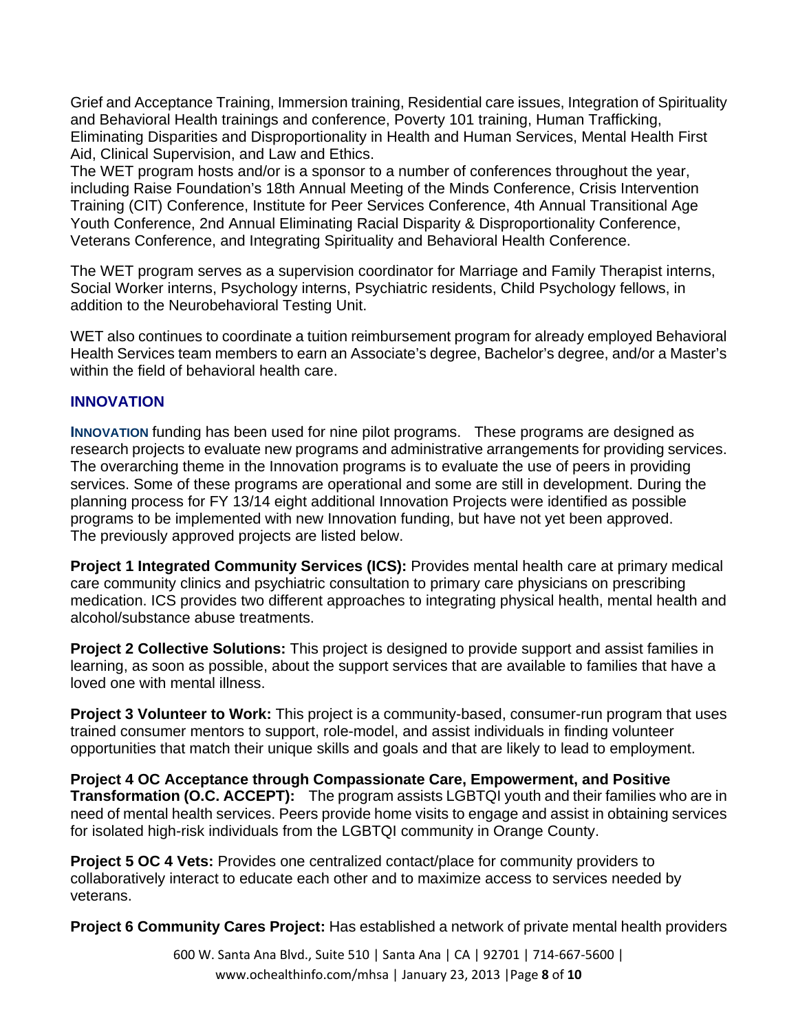Grief and Acceptance Training, Immersion training, Residential care issues, Integration of Spirituality and Behavioral Health trainings and conference, Poverty 101 training, Human Trafficking, Eliminating Disparities and Disproportionality in Health and Human Services, Mental Health First Aid, Clinical Supervision, and Law and Ethics.

The WET program hosts and/or is a sponsor to a number of conferences throughout the year, including Raise Foundation's 18th Annual Meeting of the Minds Conference, Crisis Intervention Training (CIT) Conference, Institute for Peer Services Conference, 4th Annual Transitional Age Youth Conference, 2nd Annual Eliminating Racial Disparity & Disproportionality Conference, Veterans Conference, and Integrating Spirituality and Behavioral Health Conference.

The WET program serves as a supervision coordinator for Marriage and Family Therapist interns, Social Worker interns, Psychology interns, Psychiatric residents, Child Psychology fellows, in addition to the Neurobehavioral Testing Unit.

WET also continues to coordinate a tuition reimbursement program for already employed Behavioral Health Services team members to earn an Associate's degree, Bachelor's degree, and/or a Master's within the field of behavioral health care.

## INNOVATION

**INNOVATION** funding has been used for nine pilot programs. These programs are designed as research projects to evaluate new programs and administrative arrangements for providing services. The overarching theme in the Innovation programs is to evaluate the use of peers in providing services. Some of these programs are operational and some are still in development. During the planning process for FY 13/14 eight additional Innovation Projects were identified as possible programs to be implemented with new Innovation funding, but have not yet been approved. The previously approved projects are listed below.

**Project 1 Integrated Community Services (ICS):** Provides mental health care at primary medical care community clinics and psychiatric consultation to primary care physicians on prescribing medication. ICS provides two different approaches to integrating physical health, mental health and alcohol/substance abuse treatments.

**Project 2 Collective Solutions:** This project is designed to provide support and assist families in learning, as soon as possible, about the support services that are available to families that have a loved one with mental illness.

**Project 3 Volunteer to Work:** This project is a community-based, consumer-run program that uses trained consumer mentors to support, role-model, and assist individuals in finding volunteer opportunities that match their unique skills and goals and that are likely to lead to employment.

**Project 4 OC Acceptance through Compassionate Care, Empowerment, and Positive Transformation (O.C. ACCEPT):** The program assists LGBTQI youth and their families who are in need of mental health services. Peers provide home visits to engage and assist in obtaining services for isolated high-risk individuals from the LGBTQI community in Orange County.

**Project 5 OC 4 Vets:** Provides one centralized contact/place for community providers to collaboratively interact to educate each other and to maximize access to services needed by veterans.

**Project 6 Community Cares Project:** Has established a network of private mental health providers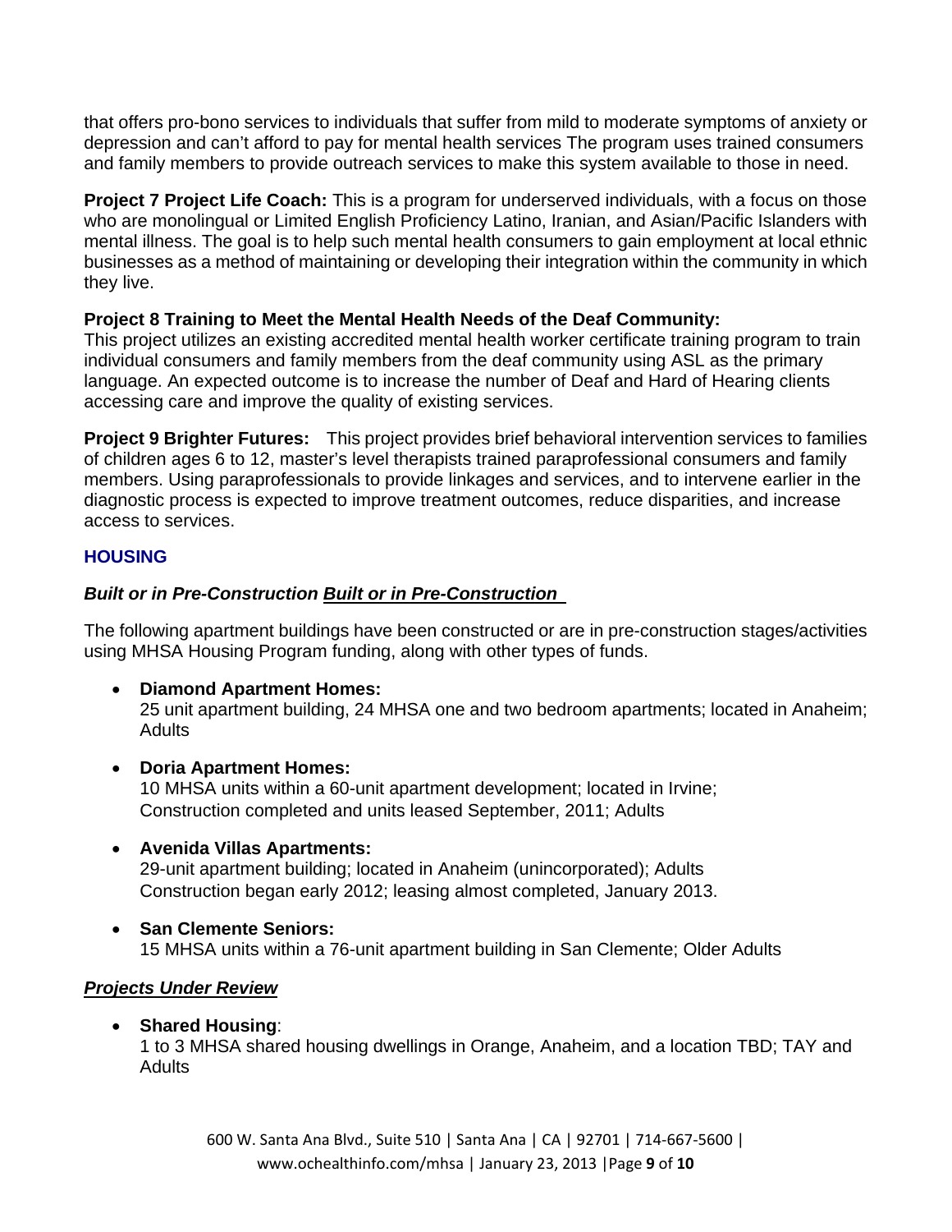that offers pro-bono services to individuals that suffer from mild to moderate symptoms of anxiety or depression and can't afford to pay for mental health services The program uses trained consumers and family members to provide outreach services to make this system available to those in need.

**Project 7 Project Life Coach:** This is a program for underserved individuals, with a focus on those who are monolingual or Limited English Proficiency Latino, Iranian, and Asian/Pacific Islanders with mental illness. The goal is to help such mental health consumers to gain employment at local ethnic businesses as a method of maintaining or developing their integration within the community in which they live.

**Project 8 Training to Meet the Mental Health Needs of the Deaf Community:**
This project utilizes an existing accredited mental health worker certificate training program to train individual consumers and family members from the deaf community using ASL as the primary language. An expected outcome is to increase the number of Deaf and Hard of Hearing clients accessing care and improve the quality of existing services.

**Project 9 Brighter Futures:** This project provides brief behavioral intervention services to families of children ages 6 to 12, master's level therapists trained paraprofessional consumers and family members. Using paraprofessionals to provide linkages and services, and to intervene earlier in the diagnostic process is expected to improve treatment outcomes, reduce disparities, and increase access to services.

## HOUSING

### ***Built or in Pre-Construction*** ***Built or in Pre-Construction***

The following apartment buildings have been constructed or are in pre-construction stages/activities using MHSA Housing Program funding, along with other types of funds.

- **Diamond Apartment Homes:**
  25 unit apartment building, 24 MHSA one and two bedroom apartments; located in Anaheim; Adults

- **Doria Apartment Homes:**
  10 MHSA units within a 60-unit apartment development; located in Irvine; Construction completed and units leased September, 2011; Adults

- **Avenida Villas Apartments:**
  29-unit apartment building; located in Anaheim (unincorporated); Adults
  Construction began early 2012; leasing almost completed, January 2013.

- **San Clemente Seniors:**
  15 MHSA units within a 76-unit apartment building in San Clemente; Older Adults

### ***Projects Under Review***

- **Shared Housing**:
  1 to 3 MHSA shared housing dwellings in Orange, Anaheim, and a location TBD; TAY and Adults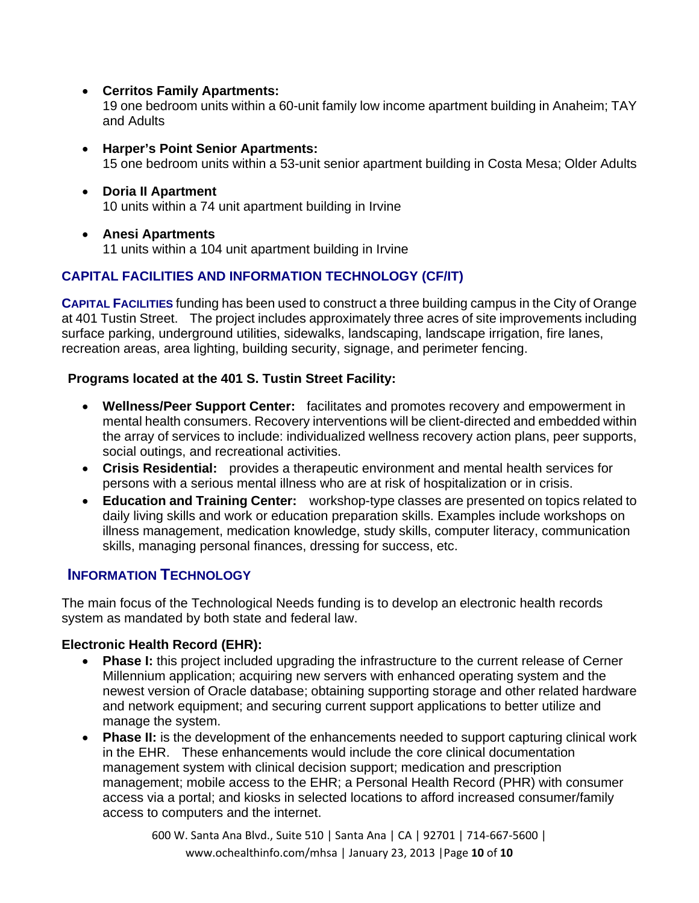- **Cerritos Family Apartments:**
  19 one bedroom units within a 60-unit family low income apartment building in Anaheim; TAY and Adults

- **Harper's Point Senior Apartments:**
  15 one bedroom units within a 53-unit senior apartment building in Costa Mesa; Older Adults

- **Doria II Apartment**
  10 units within a 74 unit apartment building in Irvine

- **Anesi Apartments**
  11 units within a 104 unit apartment building in Irvine

## CAPITAL FACILITIES AND INFORMATION TECHNOLOGY (CF/IT)

**CAPITAL FACILITIES** funding has been used to construct a three building campus in the City of Orange at 401 Tustin Street. The project includes approximately three acres of site improvements including surface parking, underground utilities, sidewalks, landscaping, landscape irrigation, fire lanes, recreation areas, area lighting, building security, signage, and perimeter fencing.

**Programs located at the 401 S. Tustin Street Facility:**

- **Wellness/Peer Support Center:** facilitates and promotes recovery and empowerment in mental health consumers. Recovery interventions will be client-directed and embedded within the array of services to include: individualized wellness recovery action plans, peer supports, social outings, and recreational activities.
- **Crisis Residential:** provides a therapeutic environment and mental health services for persons with a serious mental illness who are at risk of hospitalization or in crisis.
- **Education and Training Center:** workshop-type classes are presented on topics related to daily living skills and work or education preparation skills. Examples include workshops on illness management, medication knowledge, study skills, computer literacy, communication skills, managing personal finances, dressing for success, etc.

## INFORMATION TECHNOLOGY

The main focus of the Technological Needs funding is to develop an electronic health records system as mandated by both state and federal law.

**Electronic Health Record (EHR):**

- **Phase I:** this project included upgrading the infrastructure to the current release of Cerner Millennium application; acquiring new servers with enhanced operating system and the newest version of Oracle database; obtaining supporting storage and other related hardware and network equipment; and securing current support applications to better utilize and manage the system.
- **Phase II:** is the development of the enhancements needed to support capturing clinical work in the EHR. These enhancements would include the core clinical documentation management system with clinical decision support; medication and prescription management; mobile access to the EHR; a Personal Health Record (PHR) with consumer access via a portal; and kiosks in selected locations to afford increased consumer/family access to computers and the internet.